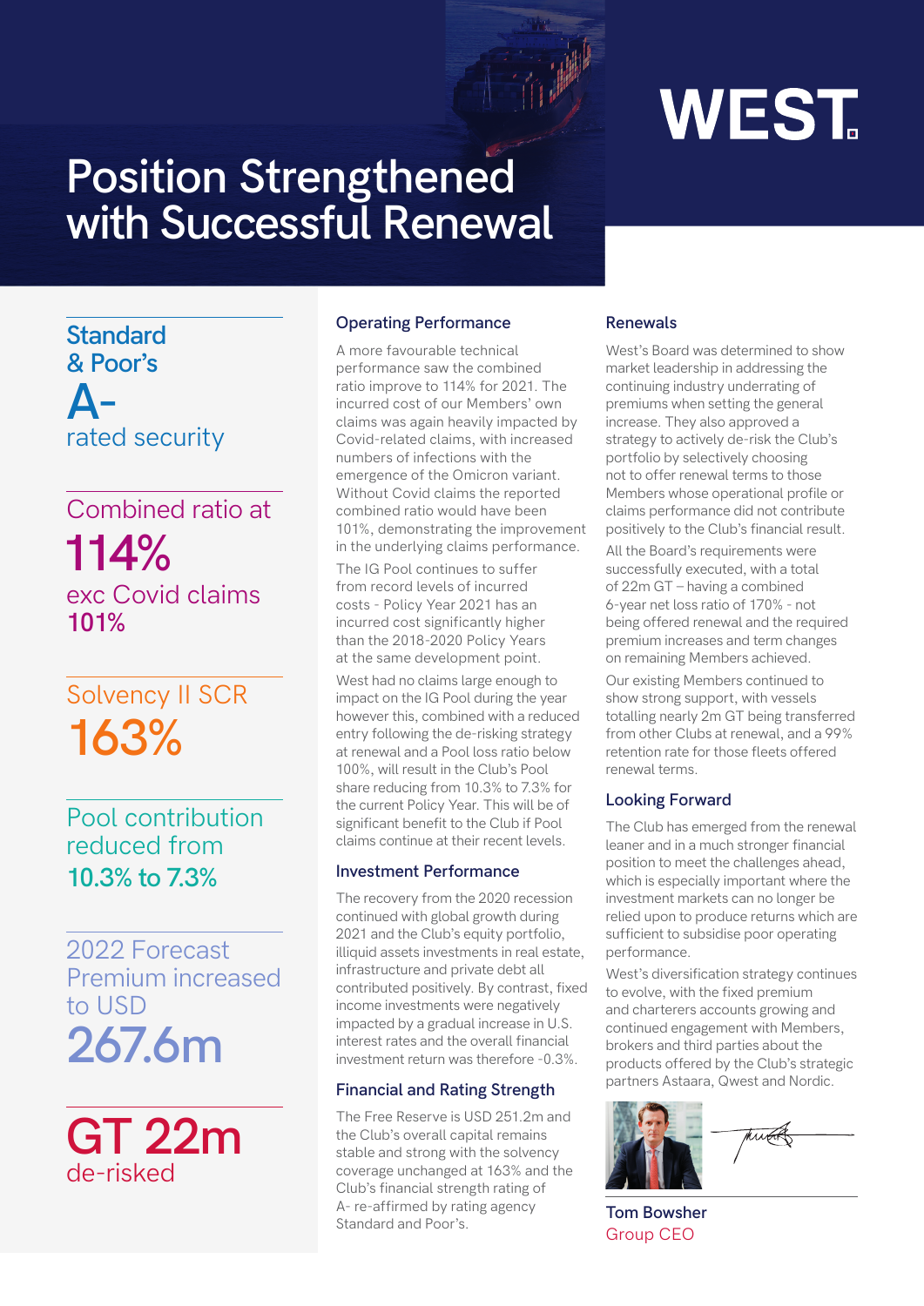WEST

# Position Strengthened with Successful Renewal

**Standard & Poor's**
**A-**
rated security

Combined ratio at
**114%**
exc Covid claims
**101%**

Solvency II SCR
**163%**

Pool contribution reduced from
**10.3% to 7.3%**

2022 Forecast Premium increased to USD
**267.6m**

**GT 22m**
de-risked

## Operating Performance

A more favourable technical performance saw the combined ratio improve to 114% for 2021. The incurred cost of our Members' own claims was again heavily impacted by Covid-related claims, with increased numbers of infections with the emergence of the Omicron variant. Without Covid claims the reported combined ratio would have been 101%, demonstrating the improvement in the underlying claims performance.

The IG Pool continues to suffer from record levels of incurred costs - Policy Year 2021 has an incurred cost significantly higher than the 2018-2020 Policy Years at the same development point.

West had no claims large enough to impact on the IG Pool during the year however this, combined with a reduced entry following the de-risking strategy at renewal and a Pool loss ratio below 100%, will result in the Club's Pool share reducing from 10.3% to 7.3% for the current Policy Year. This will be of significant benefit to the Club if Pool claims continue at their recent levels.

## Investment Performance

The recovery from the 2020 recession continued with global growth during 2021 and the Club's equity portfolio, illiquid assets investments in real estate, infrastructure and private debt all contributed positively. By contrast, fixed income investments were negatively impacted by a gradual increase in U.S. interest rates and the overall financial investment return was therefore -0.3%.

## Financial and Rating Strength

The Free Reserve is USD 251.2m and the Club's overall capital remains stable and strong with the solvency coverage unchanged at 163% and the Club's financial strength rating of A- re-affirmed by rating agency Standard and Poor's.

## Renewals

West's Board was determined to show market leadership in addressing the continuing industry underrating of premiums when setting the general increase. They also approved a strategy to actively de-risk the Club's portfolio by selectively choosing not to offer renewal terms to those Members whose operational profile or claims performance did not contribute positively to the Club's financial result.

All the Board's requirements were successfully executed, with a total of 22m GT – having a combined 6-year net loss ratio of 170% - not being offered renewal and the required premium increases and term changes on remaining Members achieved.

Our existing Members continued to show strong support, with vessels totalling nearly 2m GT being transferred from other Clubs at renewal, and a 99% retention rate for those fleets offered renewal terms.

## Looking Forward

The Club has emerged from the renewal leaner and in a much stronger financial position to meet the challenges ahead, which is especially important where the investment markets can no longer be relied upon to produce returns which are sufficient to subsidise poor operating performance.

West's diversification strategy continues to evolve, with the fixed premium and charterers accounts growing and continued engagement with Members, brokers and third parties about the products offered by the Club's strategic partners Astaara, Qwest and Nordic.

**Tom Bowsher**
Group CEO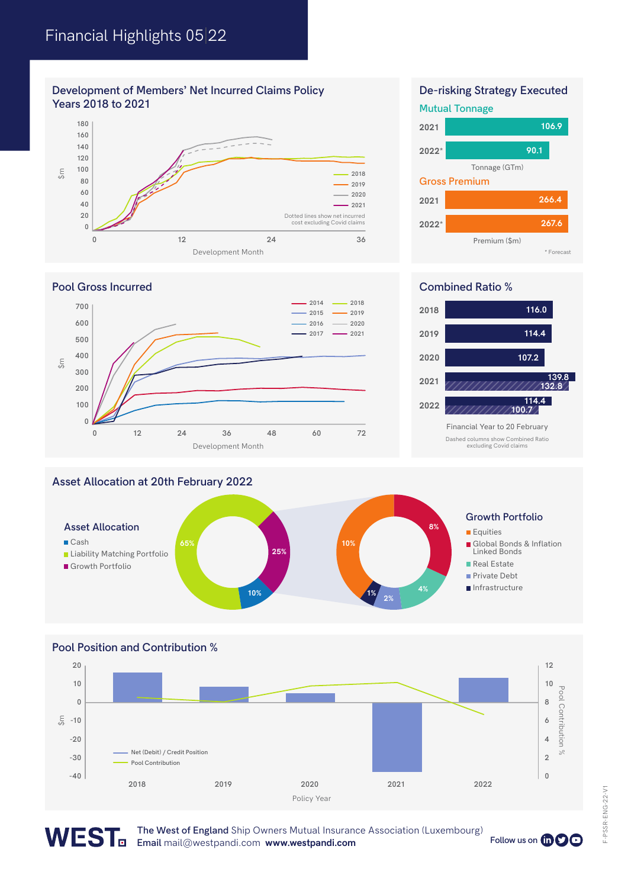# Financial Highlights 05|22

## Development of Members' Net Incurred Claims Policy Years 2018 to 2021

180
160
140
120
100
80
60
40
20
0

$m

0 12 24 36

Development Month

2018
2019
2020
2021

Dotted lines show net incurred cost excluding Covid claims

## De-risking Strategy Executed

### Mutual Tonnage

2021 106.9
2022* 90.1

Tonnage (GTm)

### Gross Premium

2021 266.4
2022* 267.6

Premium ($m)

* Forecast

## Pool Gross Incurred

700
600
500
400
300
200
100
0

$m

0 12 24 36 48 60 72

Development Month

2014
2015
2016
2017
2018
2019
2020
2021

## Combined Ratio %

2018 116.0
2019 114.4
2020 107.2
2021 139.8 132.8
2022 114.4 100.7

Financial Year to 20 February

Dashed columns show Combined Ratio excluding Covid claims

## Asset Allocation at 20th February 2022

### Asset Allocation

- Cash
- Liability Matching Portfolio
- Growth Portfolio

65%
25%
10%

### Growth Portfolio

- Equities
- Global Bonds & Inflation Linked Bonds
- Real Estate
- Private Debt
- Infrastructure

10%
8%
4%
2%
1%

## Pool Position and Contribution %

20
10
0
-10
-20
-30
-40

$m

12
10
8
6
4
2
0

Pool Contribution %

2018 2019 2020 2021 2022

Policy Year

Net (Debit) / Credit Position
Pool Contribution

WEST

**The West of England** Ship Owners Mutual Insurance Association (Luxembourg)
**Email** mail@westpandi.com **www.westpandi.com**

Follow us on

F-PSSR-ENG-22-V1